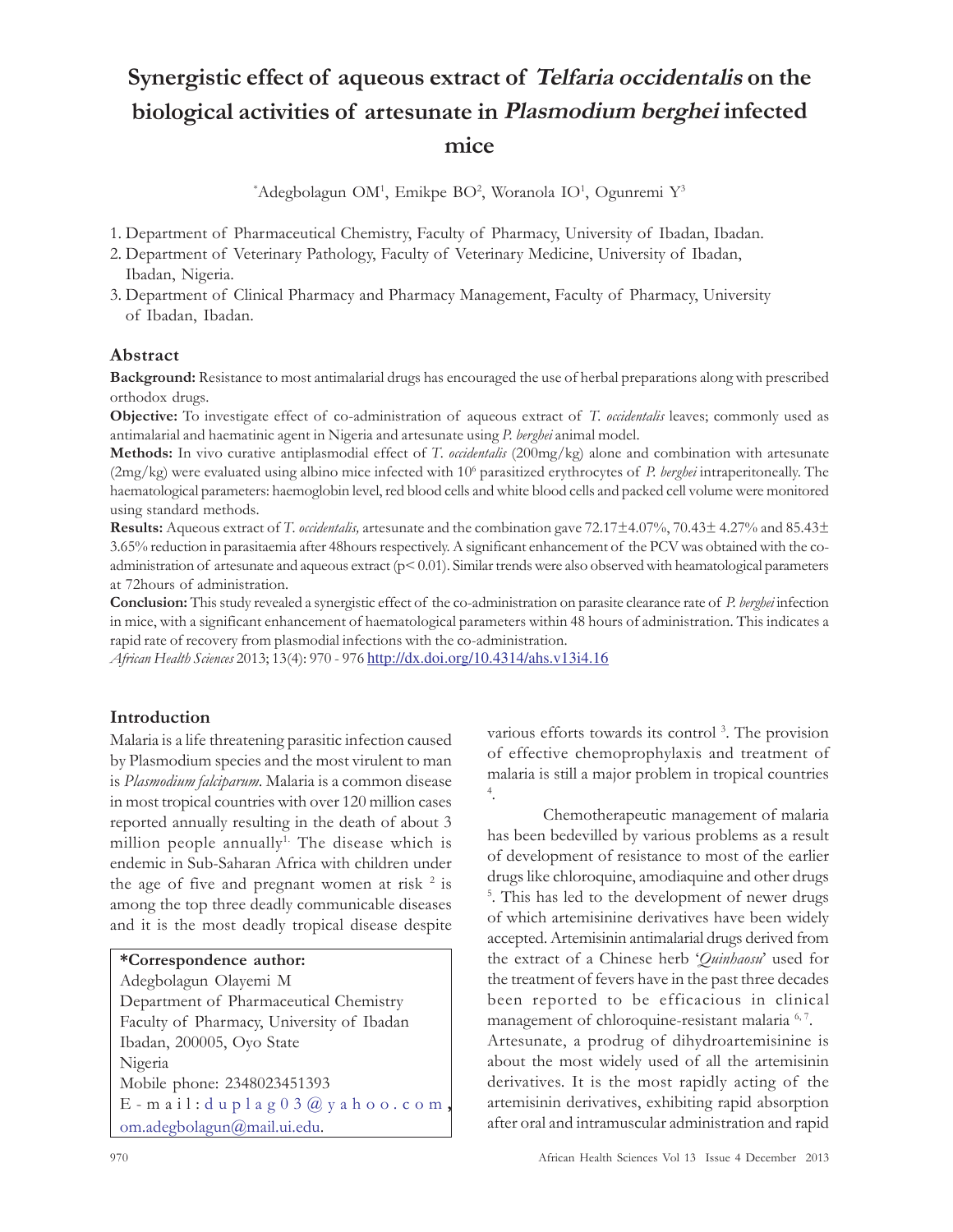# Synergistic effect of aqueous extract of *Telfaria occidentalis* on the biological activities of artesunate in *Plasmodium berghei* infected mice

*Adegbolagun OM[1], Emikpe BO[2], Woranola IO[1], Ogunremi Y[3]

1. Department of Pharmaceutical Chemistry, Faculty of Pharmacy, University of Ibadan, Ibadan.
2. Department of Veterinary Pathology, Faculty of Veterinary Medicine, University of Ibadan, Ibadan, Nigeria.
3. Department of Clinical Pharmacy and Pharmacy Management, Faculty of Pharmacy, University of Ibadan, Ibadan.

## Abstract

**Background:** Resistance to most antimalarial drugs has encouraged the use of herbal preparations along with prescribed orthodox drugs.

**Objective:** To investigate effect of co-administration of aqueous extract of *T. occidentalis* leaves; commonly used as antimalarial and haematinic agent in Nigeria and artesunate using *P. berghei* animal model.

**Methods:** In vivo curative antiplasmodial effect of *T. occidentalis* (200mg/kg) alone and combination with artesunate (2mg/kg) were evaluated using albino mice infected with $10^6$ parasitized erythrocytes of *P. berghei* intraperitoneally. The haematological parameters: haemoglobin level, red blood cells and white blood cells and packed cell volume were monitored using standard methods.

**Results:** Aqueous extract of *T. occidentalis,* artesunate and the combination gave 72.17±4.07%, 70.43± 4.27% and 85.43± 3.65% reduction in parasitaemia after 48hours respectively. A significant enhancement of the PCV was obtained with the co-administration of artesunate and aqueous extract ($p< 0.01$). Similar trends were also observed with heamatological parameters at 72hours of administration.

**Conclusion:** This study revealed a synergistic effect of the co-administration on parasite clearance rate of *P. berghei* infection in mice, with a significant enhancement of haematological parameters within 48 hours of administration. This indicates a rapid rate of recovery from plasmodial infections with the co-administration.

*African Health Sciences* 2013; 13(4): 970 - 976 http://dx.doi.org/10.4314/ahs.v13i4.16

## Introduction

Malaria is a life threatening parasitic infection caused by Plasmodium species and the most virulent to man is *Plasmodium falciparum*. Malaria is a common disease in most tropical countries with over 120 million cases reported annually resulting in the death of about 3 million people annually[1]. The disease which is endemic in Sub-Saharan Africa with children under the age of five and pregnant women at risk [2] is among the top three deadly communicable diseases and it is the most deadly tropical disease despite various efforts towards its control [3]. The provision of effective chemoprophylaxis and treatment of malaria is still a major problem in tropical countries [4].

Chemotherapeutic management of malaria has been bedevilled by various problems as a result of development of resistance to most of the earlier drugs like chloroquine, amodiaquine and other drugs [5]. This has led to the development of newer drugs of which artemisinine derivatives have been widely accepted. Artemisinin antimalarial drugs derived from the extract of a Chinese herb '*Quinhaosu*' used for the treatment of fevers have in the past three decades been reported to be efficacious in clinical management of chloroquine-resistant malaria [6, 7].

Artesunate, a prodrug of dihydroartemisinine is about the most widely used of all the artemisinin derivatives. It is the most rapidly acting of the artemisinin derivatives, exhibiting rapid absorption after oral and intramuscular administration and rapid

**\*Correspondence author:**
Adegbolagun Olayemi M
Department of Pharmaceutical Chemistry
Faculty of Pharmacy, University of Ibadan
Ibadan, 200005, Oyo State
Nigeria
Mobile phone: 2348023451393
E-mail: duplag03@yahoo.com, om.adegbolagun@mail.ui.edu.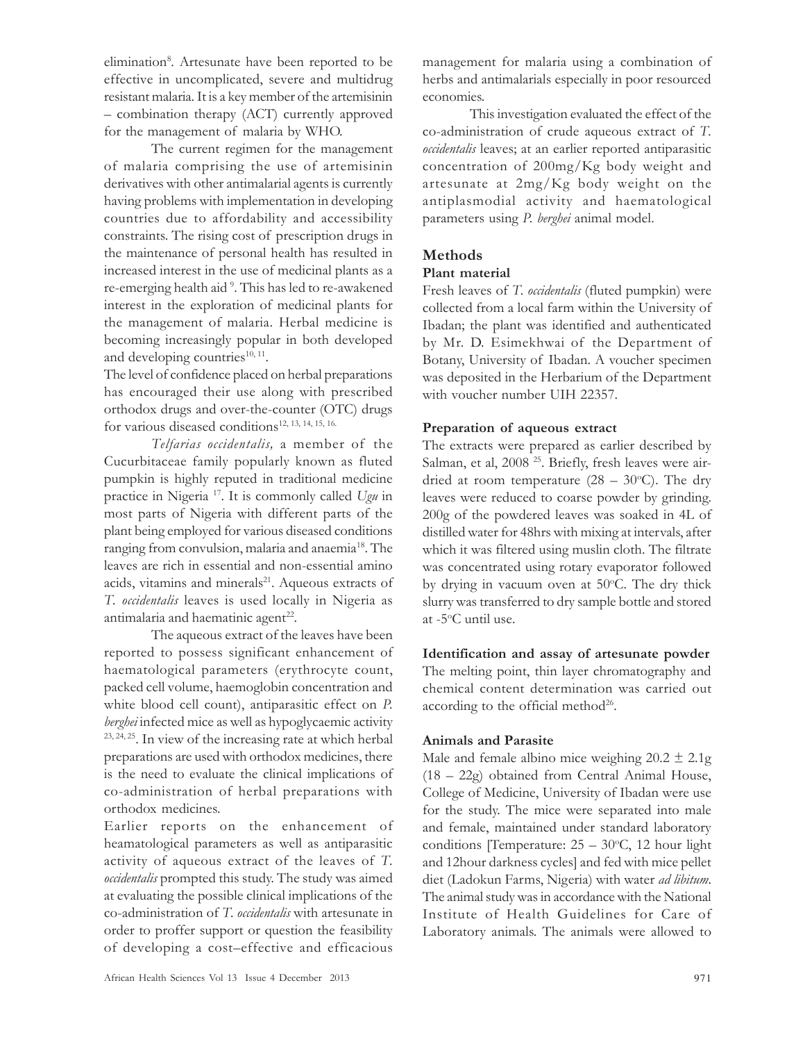elimination[8]. Artesunate have been reported to be effective in uncomplicated, severe and multidrug resistant malaria. It is a key member of the artemisinin – combination therapy (ACT) currently approved for the management of malaria by WHO.

The current regimen for the management of malaria comprising the use of artemisinin derivatives with other antimalarial agents is currently having problems with implementation in developing countries due to affordability and accessibility constraints. The rising cost of prescription drugs in the maintenance of personal health has resulted in increased interest in the use of medicinal plants as a re-emerging health aid [9]. This has led to re-awakened interest in the exploration of medicinal plants for the management of malaria. Herbal medicine is becoming increasingly popular in both developed and developing countries[10, 11].

The level of confidence placed on herbal preparations has encouraged their use along with prescribed orthodox drugs and over-the-counter (OTC) drugs for various diseased conditions[12, 13, 14, 15, 16.]

*Telfarias occidentalis,* a member of the Cucurbitaceae family popularly known as fluted pumpkin is highly reputed in traditional medicine practice in Nigeria [17]. It is commonly called *Ugu* in most parts of Nigeria with different parts of the plant being employed for various diseased conditions ranging from convulsion, malaria and anaemia[18]. The leaves are rich in essential and non-essential amino acids, vitamins and minerals[21]. Aqueous extracts of *T. occidentalis* leaves is used locally in Nigeria as antimalaria and haematinic agent[22].

The aqueous extract of the leaves have been reported to possess significant enhancement of haematological parameters (erythrocyte count, packed cell volume, haemoglobin concentration and white blood cell count), antiparasitic effect on *P. berghei* infected mice as well as hypoglycaemic activity [23, 24, 25]. In view of the increasing rate at which herbal preparations are used with orthodox medicines, there is the need to evaluate the clinical implications of co-administration of herbal preparations with orthodox medicines.

Earlier reports on the enhancement of heamatological parameters as well as antiparasitic activity of aqueous extract of the leaves of *T. occidentalis* prompted this study. The study was aimed at evaluating the possible clinical implications of the co-administration of *T. occidentalis* with artesunate in order to proffer support or question the feasibility of developing a cost–effective and efficacious management for malaria using a combination of herbs and antimalarials especially in poor resourced economies.

This investigation evaluated the effect of the co-administration of crude aqueous extract of *T. occidentalis* leaves; at an earlier reported antiparasitic concentration of 200mg/Kg body weight and artesunate at 2mg/Kg body weight on the antiplasmodial activity and haematological parameters using *P. berghei* animal model.

## Methods

### Plant material

Fresh leaves of *T. occidentalis* (fluted pumpkin) were collected from a local farm within the University of Ibadan; the plant was identified and authenticated by Mr. D. Esimekhwai of the Department of Botany, University of Ibadan. A voucher specimen was deposited in the Herbarium of the Department with voucher number UIH 22357.

### Preparation of aqueous extract

The extracts were prepared as earlier described by Salman, et al, 2008 [25]. Briefly, fresh leaves were air-dried at room temperature (28 – 30°C). The dry leaves were reduced to coarse powder by grinding. 200g of the powdered leaves was soaked in 4L of distilled water for 48hrs with mixing at intervals, after which it was filtered using muslin cloth. The filtrate was concentrated using rotary evaporator followed by drying in vacuum oven at 50°C. The dry thick slurry was transferred to dry sample bottle and stored at -5°C until use.

### Identification and assay of artesunate powder

The melting point, thin layer chromatography and chemical content determination was carried out according to the official method[26].

### Animals and Parasite

Male and female albino mice weighing 20.2 ± 2.1g (18 – 22g) obtained from Central Animal House, College of Medicine, University of Ibadan were use for the study. The mice were separated into male and female, maintained under standard laboratory conditions [Temperature: 25 – 30°C, 12 hour light and 12hour darkness cycles] and fed with mice pellet diet (Ladokun Farms, Nigeria) with water *ad libitum*. The animal study was in accordance with the National Institute of Health Guidelines for Care of Laboratory animals. The animals were allowed to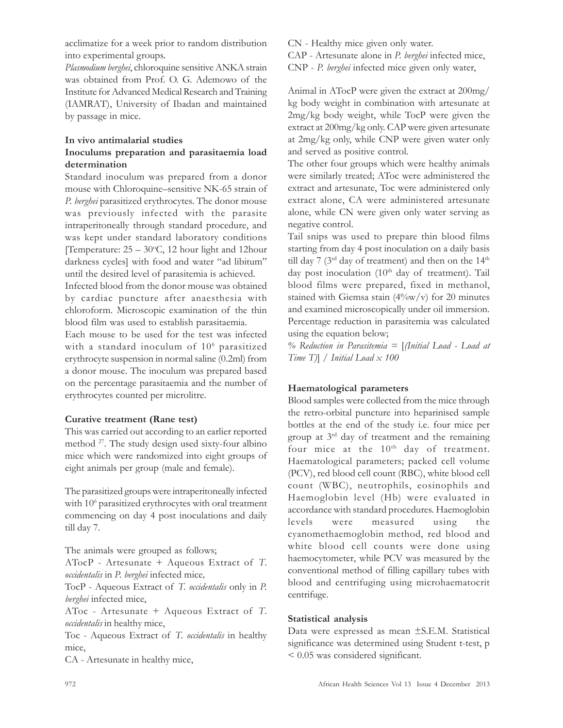acclimatize for a week prior to random distribution into experimental groups.

*Plasmodium berghei*, chloroquine sensitive ANKA strain was obtained from Prof. O. G. Ademowo of the Institute for Advanced Medical Research and Training (IAMRAT), University of Ibadan and maintained by passage in mice.

### In vivo antimalarial studies

### Inoculums preparation and parasitaemia load determination

Standard inoculum was prepared from a donor mouse with Chloroquine–sensitive NK-65 strain of *P. berghei* parasitized erythrocytes. The donor mouse was previously infected with the parasite intraperitoneally through standard procedure, and was kept under standard laboratory conditions [Temperature: 25 – 30°C, 12 hour light and 12hour darkness cycles] with food and water "ad libitum" until the desired level of parasitemia is achieved.

Infected blood from the donor mouse was obtained by cardiac puncture after anaesthesia with chloroform. Microscopic examination of the thin blood film was used to establish parasitaemia.

Each mouse to be used for the test was infected with a standard inoculum of $10^6$ parasitized erythrocyte suspension in normal saline (0.2ml) from a donor mouse. The inoculum was prepared based on the percentage parasitaemia and the number of erythrocytes counted per microlitre.

### Curative treatment (Rane test)

This was carried out according to an earlier reported method [27]. The study design used sixty-four albino mice which were randomized into eight groups of eight animals per group (male and female).

The parasitized groups were intraperitoneally infected with $10^6$ parasitized erythrocytes with oral treatment commencing on day 4 post inoculations and daily till day 7.

The animals were grouped as follows;

ATocP - Artesunate + Aqueous Extract of *T. occidentalis* in *P. berghei* infected mice,

TocP - Aqueous Extract of *T. occidentalis* only in *P. berghei* infected mice,

AToc - Artesunate + Aqueous Extract of *T. occidentalis* in healthy mice,

Toc - Aqueous Extract of *T. occidentalis* in healthy mice,

CA - Artesunate in healthy mice,

CN - Healthy mice given only water.

CAP - Artesunate alone in *P. berghei* infected mice,

CNP - *P. berghei* infected mice given only water,

Animal in ATocP were given the extract at 200mg/kg body weight in combination with artesunate at 2mg/kg body weight, while TocP were given the extract at 200mg/kg only. CAP were given artesunate at 2mg/kg only, while CNP were given water only and served as positive control.

The other four groups which were healthy animals were similarly treated; AToc were administered the extract and artesunate, Toc were administered only extract alone, CA were administered artesunate alone, while CN were given only water serving as negative control.

Tail snips was used to prepare thin blood films starting from day 4 post inoculation on a daily basis till day 7 (3rd day of treatment) and then on the 14th day post inoculation (10th day of treatment). Tail blood films were prepared, fixed in methanol, stained with Giemsa stain (4%w/v) for 20 minutes and examined microscopically under oil immersion. Percentage reduction in parasitemia was calculated using the equation below;

*% Reduction in Parasitemia = [(Initial Load - Load at Time T)] / Initial Load x 100*

### Haematological parameters

Blood samples were collected from the mice through the retro-orbital puncture into heparinised sample bottles at the end of the study i.e. four mice per group at 3rd day of treatment and the remaining four mice at the 10th day of treatment. Haematological parameters; packed cell volume (PCV), red blood cell count (RBC), white blood cell count (WBC), neutrophils, eosinophils and Haemoglobin level (Hb) were evaluated in accordance with standard procedures. Haemoglobin levels were measured using the cyanomethaemoglobin method, red blood and white blood cell counts were done using haemocytometer, while PCV was measured by the conventional method of filling capillary tubes with blood and centrifuging using microhaematocrit centrifuge.

### Statistical analysis

Data were expressed as mean ±S.E.M. Statistical significance was determined using Student t-test, $p < 0.05$ was considered significant.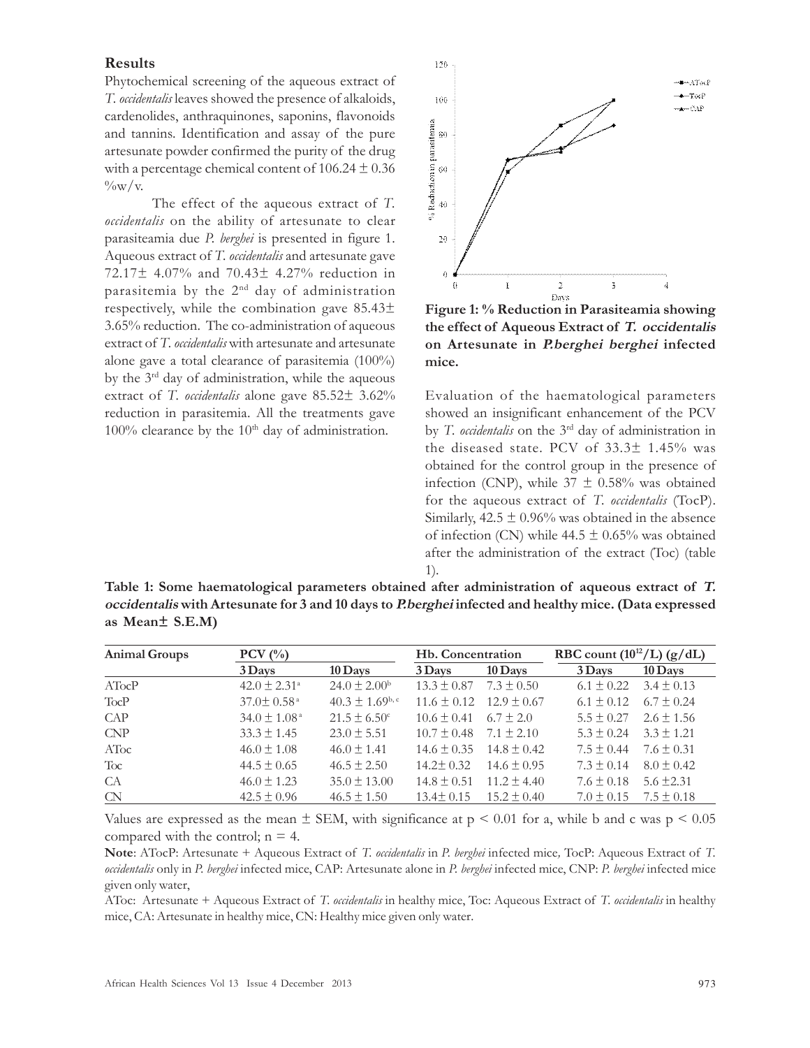## Results

Phytochemical screening of the aqueous extract of *T. occidentalis* leaves showed the presence of alkaloids, cardenolides, anthraquinones, saponins, flavonoids and tannins. Identification and assay of the pure artesunate powder confirmed the purity of the drug with a percentage chemical content of 106.24 ± 0.36 %w/v.

The effect of the aqueous extract of *T. occidentalis* on the ability of artesunate to clear parasiteamia due *P. berghei* is presented in figure 1. Aqueous extract of *T. occidentalis* and artesunate gave 72.17± 4.07% and 70.43± 4.27% reduction in parasitemia by the 2[nd] day of administration respectively, while the combination gave 85.43± 3.65% reduction. The co-administration of aqueous extract of *T. occidentalis* with artesunate and artesunate alone gave a total clearance of parasitemia (100%) by the 3[rd] day of administration, while the aqueous extract of *T. occidentalis* alone gave 85.52± 3.62% reduction in parasitemia. All the treatments gave 100% clearance by the 10[th] day of administration.

**Figure 1: % Reduction in Parasiteamia showing the effect of Aqueous Extract of *T. occidentalis* on Artesunate in *P.berghei berghei* infected mice.**

Evaluation of the haematological parameters showed an insignificant enhancement of the PCV by *T. occidentalis* on the 3[rd] day of administration in the diseased state. PCV of 33.3± 1.45% was obtained for the control group in the presence of infection (CNP), while 37 ± 0.58% was obtained for the aqueous extract of *T. occidentalis* (TocP). Similarly, 42.5 ± 0.96% was obtained in the absence of infection (CN) while 44.5 ± 0.65% was obtained after the administration of the extract (Toc) (table 1).

**Table 1: Some haematological parameters obtained after administration of aqueous extract of *T. occidentalis* with Artesunate for 3 and 10 days to *P.berghei* infected and healthy mice. (Data expressed as Mean± S.E.M)**

| Animal Groups | PCV (%) | | Hb. Concentration | | RBC count ($10^{12}$/L) (g/dL) | |
|---|---|---|---|---|---|---|
| | 3 Days | 10 Days | 3 Days | 10 Days | 3 Days | 10 Days |
| ATocP | 42.0 ± 2.31[a] | 24.0 ± 2.00[b] | 13.3 ± 0.87 | 7.3 ± 0.50 | 6.1 ± 0.22 | 3.4 ± 0.13 |
| TocP | 37.0± 0.58[a] | 40.3 ± 1.69[b, c] | 11.6 ± 0.12 | 12.9 ± 0.67 | 6.1 ± 0.12 | 6.7 ± 0.24 |
| CAP | 34.0 ± 1.08[a] | 21.5 ± 6.50[c] | 10.6 ± 0.41 | 6.7 ± 2.0 | 5.5 ± 0.27 | 2.6 ± 1.56 |
| CNP | 33.3 ± 1.45 | 23.0 ± 5.51 | 10.7 ± 0.48 | 7.1 ± 2.10 | 5.3 ± 0.24 | 3.3 ± 1.21 |
| AToc | 46.0 ± 1.08 | 46.0 ± 1.41 | 14.6 ± 0.35 | 14.8 ± 0.42 | 7.5 ± 0.44 | 7.6 ± 0.31 |
| Toc | 44.5 ± 0.65 | 46.5 ± 2.50 | 14.2± 0.32 | 14.6 ± 0.95 | 7.3 ± 0.14 | 8.0 ± 0.42 |
| CA | 46.0 ± 1.23 | 35.0 ± 13.00 | 14.8 ± 0.51 | 11.2 ± 4.40 | 7.6 ± 0.18 | 5.6 ±2.31 |
| CN | 42.5 ± 0.96 | 46.5 ± 1.50 | 13.4± 0.15 | 15.2 ± 0.40 | 7.0 ± 0.15 | 7.5 ± 0.18 |

Values are expressed as the mean ± SEM, with significance at $p < 0.01$ for a, while b and c was $p < 0.05$ compared with the control; n = 4.

**Note**: ATocP: Artesunate + Aqueous Extract of *T. occidentalis* in *P. berghei* infected mice, TocP: Aqueous Extract of *T. occidentalis* only in *P. berghei* infected mice, CAP: Artesunate alone in *P. berghei* infected mice, CNP: *P. berghei* infected mice given only water,

AToc: Artesunate + Aqueous Extract of *T. occidentalis* in healthy mice, Toc: Aqueous Extract of *T. occidentalis* in healthy mice, CA: Artesunate in healthy mice, CN: Healthy mice given only water.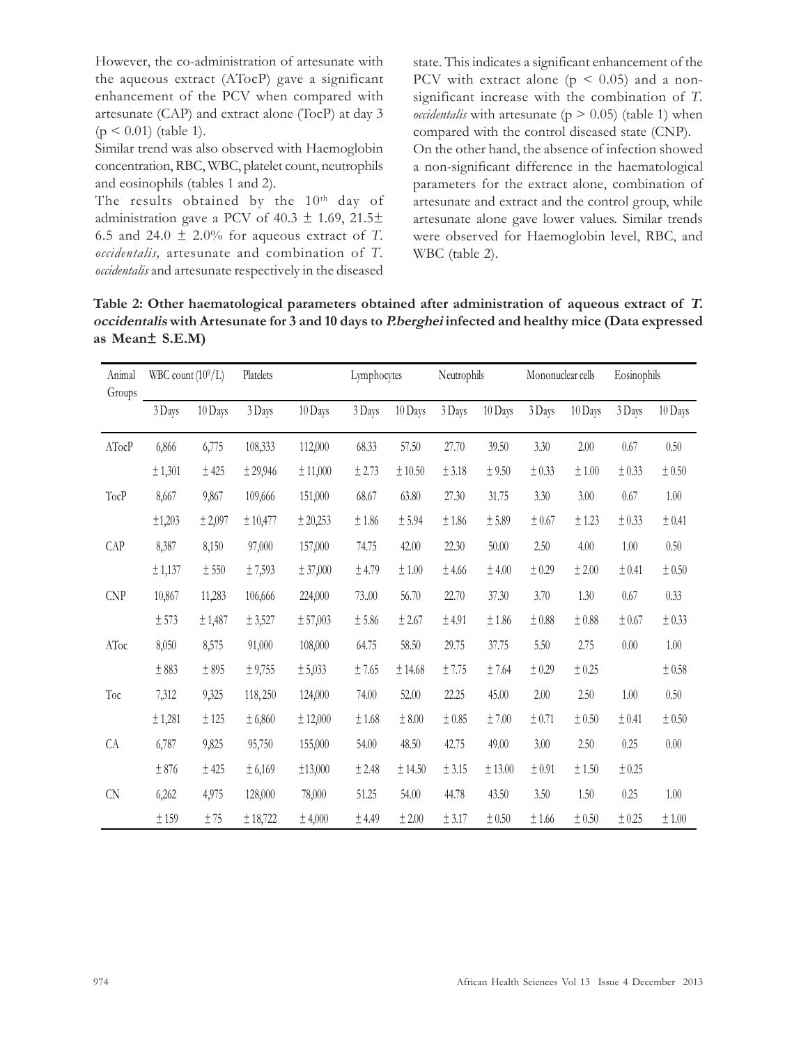However, the co-administration of artesunate with the aqueous extract (ATocP) gave a significant enhancement of the PCV when compared with artesunate (CAP) and extract alone (TocP) at day 3 ($p < 0.01$) (table 1).

Similar trend was also observed with Haemoglobin concentration, RBC, WBC, platelet count, neutrophils and eosinophils (tables 1 and 2).

The results obtained by the 10[th] day of administration gave a PCV of 40.3 ± 1.69, 21.5± 6.5 and 24.0 ± 2.0% for aqueous extract of *T. occidentalis,* artesunate and combination of *T. occidentalis* and artesunate respectively in the diseased state. This indicates a significant enhancement of the PCV with extract alone ($p < 0.05$) and a non-significant increase with the combination of *T. occidentalis* with artesunate ($p > 0.05$) (table 1) when compared with the control diseased state (CNP).

On the other hand, the absence of infection showed a non-significant difference in the haematological parameters for the extract alone, combination of artesunate and extract and the control group, while artesunate alone gave lower values. Similar trends were observed for Haemoglobin level, RBC, and WBC (table 2).

**Table 2: Other haematological parameters obtained after administration of aqueous extract of *T. occidentalis* with Artesunate for 3 and 10 days to *P.berghei* infected and healthy mice (Data expressed as Mean± S.E.M)**

| Animal Groups | WBC count ($10^9$/L) | | Platelets | | Lymphocytes | | Neutrophils | | Mononuclear cells | | Eosinophils | |
|---|---|---|---|---|---|---|---|---|---|---|---|---|
| | 3 Days | 10 Days | 3 Days | 10 Days | 3 Days | 10 Days | 3 Days | 10 Days | 3 Days | 10 Days | 3 Days | 10 Days |
| ATocP | 6,866 | 6,775 | 108,333 | 112,000 | 68.33 | 57.50 | 27.70 | 39.50 | 3.30 | 2.00 | 0.67 | 0.50 |
| | ± 1,301 | ± 425 | ± 29,946 | ± 11,000 | ± 2.73 | ± 10.50 | ± 3.18 | ± 9.50 | ± 0.33 | ± 1.00 | ± 0.33 | ± 0.50 |
| TocP | 8,667 | 9,867 | 109,666 | 151,000 | 68.67 | 63.80 | 27.30 | 31.75 | 3.30 | 3.00 | 0.67 | 1.00 |
| | ±1,203 | ± 2,097 | ± 10,477 | ± 20,253 | ± 1.86 | ± 5.94 | ± 1.86 | ± 5.89 | ± 0.67 | ± 1.23 | ± 0.33 | ± 0.41 |
| CAP | 8,387 | 8,150 | 97,000 | 157,000 | 74.75 | 42.00 | 22.30 | 50.00 | 2.50 | 4.00 | 1.00 | 0.50 |
| | ± 1,137 | ± 550 | ± 7,593 | ± 37,000 | ± 4.79 | ± 1.00 | ± 4.66 | ± 4.00 | ± 0.29 | ± 2.00 | ± 0.41 | ± 0.50 |
| CNP | 10,867 | 11,283 | 106,666 | 224,000 | 73..00 | 56.70 | 22.70 | 37.30 | 3.70 | 1.30 | 0.67 | 0.33 |
| | ± 573 | ± 1,487 | ± 3,527 | ± 57,003 | ± 5.86 | ± 2.67 | ± 4.91 | ± 1.86 | ± 0.88 | ± 0.88 | ± 0.67 | ± 0.33 |
| AToc | 8,050 | 8,575 | 91,000 | 108,000 | 64.75 | 58.50 | 29.75 | 37.75 | 5.50 | 2.75 | 0.00 | 1.00 |
| | ± 883 | ± 895 | ± 9,755 | ± 5,033 | ± 7.65 | ± 14.68 | ± 7.75 | ± 7.64 | ± 0.29 | ± 0.25 | | ± 0.58 |
| Toc | 7,312 | 9,325 | 118, 250 | 124,000 | 74.00 | 52.00 | 22.25 | 45.00 | 2.00 | 2.50 | 1.00 | 0.50 |
| | ± 1,281 | ± 125 | ± 6,860 | ± 12,000 | ± 1.68 | ± 8.00 | ± 0.85 | ± 7.00 | ± 0.71 | ± 0.50 | ± 0.41 | ± 0.50 |
| CA | 6,787 | 9,825 | 95,750 | 155,000 | 54.00 | 48.50 | 42.75 | 49.00 | 3.00 | 2.50 | 0.25 | 0.00 |
| | ± 876 | ± 425 | ± 6,169 | ±13,000 | ± 2.48 | ± 14.50 | ± 3.15 | ± 13.00 | ± 0.91 | ± 1.50 | ± 0.25 | |
| CN | 6,262 | 4,975 | 128,000 | 78,000 | 51.25 | 54.00 | 44.78 | 43.50 | 3.50 | 1.50 | 0.25 | 1.00 |
| | ± 159 | ± 75 | ± 18,722 | ± 4,000 | ± 4.49 | ± 2.00 | ± 3.17 | ± 0.50 | ± 1.66 | ± 0.50 | ± 0.25 | ± 1.00 |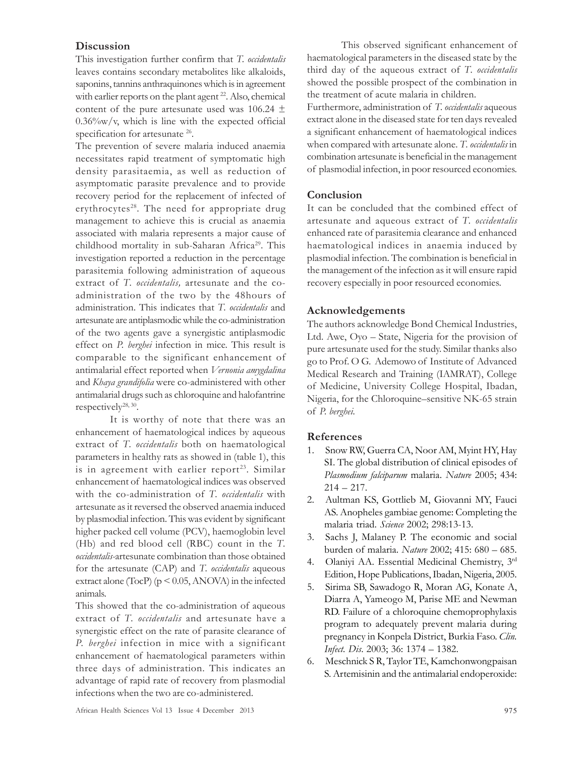## Discussion

This investigation further confirm that *T. occidentalis* leaves contains secondary metabolites like alkaloids, saponins, tannins anthraquinones which is in agreement with earlier reports on the plant agent [22]. Also, chemical content of the pure artesunate used was 106.24 ± 0.36%w/v, which is line with the expected official specification for artesunate [26].

The prevention of severe malaria induced anaemia necessitates rapid treatment of symptomatic high density parasitaemia, as well as reduction of asymptomatic parasite prevalence and to provide recovery period for the replacement of infected of erythrocytes[28]. The need for appropriate drug management to achieve this is crucial as anaemia associated with malaria represents a major cause of childhood mortality in sub-Saharan Africa[29]. This investigation reported a reduction in the percentage parasitemia following administration of aqueous extract of *T. occidentalis,* artesunate and the co-administration of the two by the 48hours of administration. This indicates that *T. occidentalis* and artesunate are antiplasmodic while the co-administration of the two agents gave a synergistic antiplasmodic effect on *P. berghei* infection in mice. This result is comparable to the significant enhancement of antimalarial effect reported when *Vernonia amygdalina* and *Khaya grandifolia* were co-administered with other antimalarial drugs such as chloroquine and halofantrine respectively[28, 30].

It is worthy of note that there was an enhancement of haematological indices by aqueous extract of *T. occidentalis* both on haematological parameters in healthy rats as showed in (table 1), this is in agreement with earlier report[23]. Similar enhancement of haematological indices was observed with the co-administration of *T. occidentalis* with artesunate as it reversed the observed anaemia induced by plasmodial infection. This was evident by significant higher packed cell volume (PCV), haemoglobin level (Hb) and red blood cell (RBC) count in the *T. occidentalis*-artesunate combination than those obtained for the artesunate (CAP) and *T. occidentalis* aqueous extract alone (TocP) ($p < 0.05$, ANOVA) in the infected animals.

This showed that the co-administration of aqueous extract of *T. occidentalis* and artesunate have a synergistic effect on the rate of parasite clearance of *P. berghei* infection in mice with a significant enhancement of haematological parameters within three days of administration. This indicates an advantage of rapid rate of recovery from plasmodial infections when the two are co-administered.

This observed significant enhancement of haematological parameters in the diseased state by the third day of the aqueous extract of *T. occidentalis* showed the possible prospect of the combination in the treatment of acute malaria in children.

Furthermore, administration of *T. occidentalis* aqueous extract alone in the diseased state for ten days revealed a significant enhancement of haematological indices when compared with artesunate alone. *T. occidentalis* in combination artesunate is beneficial in the management of plasmodial infection, in poor resourced economies.

## Conclusion

It can be concluded that the combined effect of artesunate and aqueous extract of *T. occidentalis* enhanced rate of parasitemia clearance and enhanced haematological indices in anaemia induced by plasmodial infection. The combination is beneficial in the management of the infection as it will ensure rapid recovery especially in poor resourced economies.

## Acknowledgements

The authors acknowledge Bond Chemical Industries, Ltd. Awe, Oyo – State, Nigeria for the provision of pure artesunate used for the study. Similar thanks also go to Prof. O G. Ademowo of Institute of Advanced Medical Research and Training (IAMRAT), College of Medicine, University College Hospital, Ibadan, Nigeria, for the Chloroquine–sensitive NK-65 strain of *P. berghei*.

## References

1. Snow RW, Guerra CA, Noor AM, Myint HY, Hay SI. The global distribution of clinical episodes of *Plasmodium falciparum* malaria. *Nature* 2005; 434: 214 – 217.
2. Aultman KS, Gottlieb M, Giovanni MY, Fauci AS. Anopheles gambiae genome: Completing the malaria triad. *Science* 2002; 298:13-13.
3. Sachs J, Malaney P. The economic and social burden of malaria. *Nature* 2002; 415: 680 – 685.
4. Olaniyi AA. Essential Medicinal Chemistry, 3rd Edition, Hope Publications, Ibadan, Nigeria, 2005.
5. Sirima SB, Sawadogo R, Moran AG, Konate A, Diarra A, Yameogo M, Parise ME and Newman RD. Failure of a chloroquine chemoprophylaxis program to adequately prevent malaria during pregnancy in Konpela District, Burkia Faso. *Clin. Infect. Dis*. 2003; 36: 1374 – 1382.
6. Meschnick S R, Taylor TE, Kamchonwongpaisan S. Artemisinin and the antimalarial endoperoxide: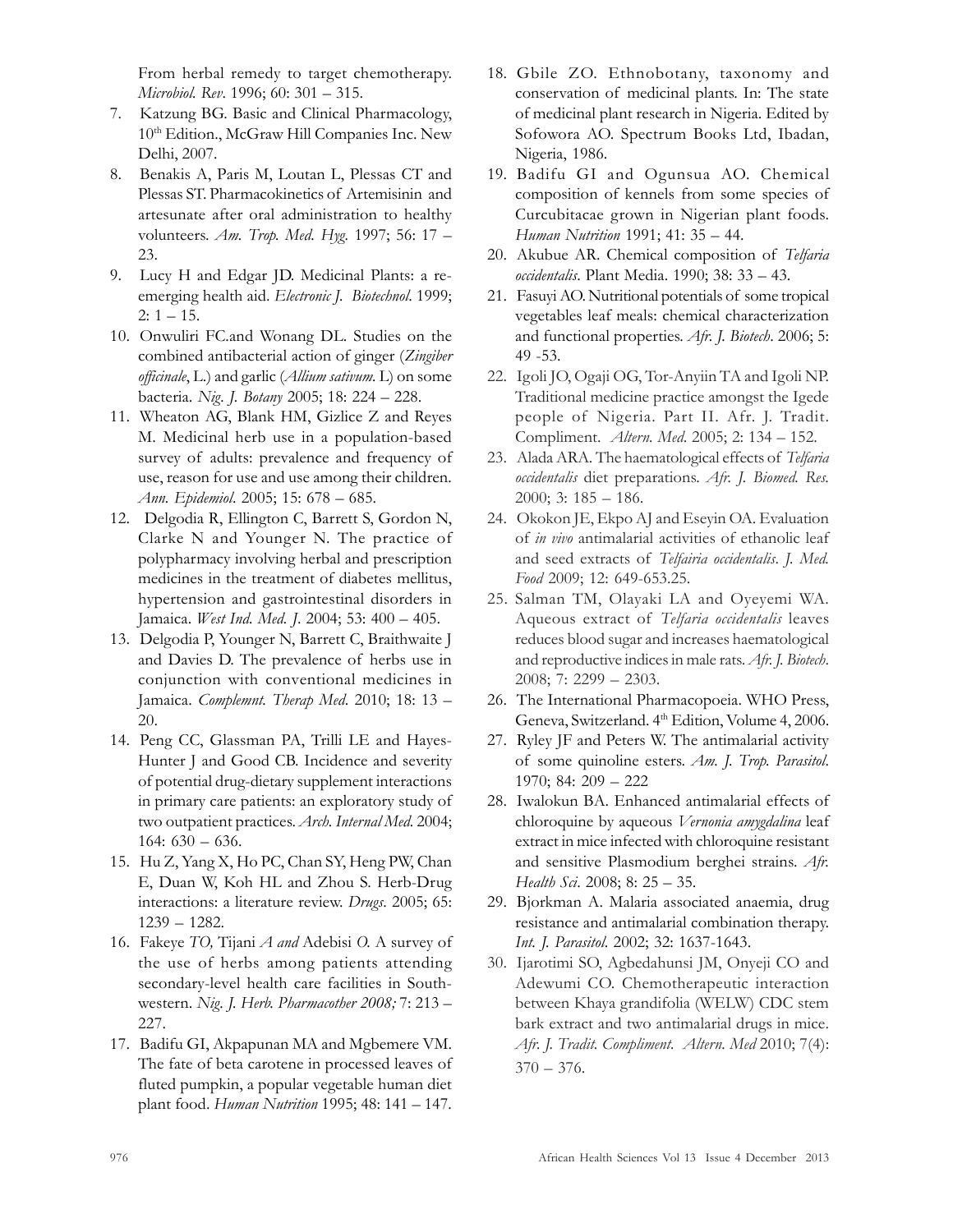From herbal remedy to target chemotherapy. *Microbiol. Rev*. 1996; 60: 301 – 315.

7. Katzung BG. Basic and Clinical Pharmacology, 10th Edition., McGraw Hill Companies Inc. New Delhi, 2007.
8. Benakis A, Paris M, Loutan L, Plessas CT and Plessas ST. Pharmacokinetics of Artemisinin and artesunate after oral administration to healthy volunteers. *Am. Trop. Med. Hyg.* 1997; 56: 17 – 23.
9. Lucy H and Edgar JD. Medicinal Plants: a re-emerging health aid. *Electronic J. Biotechnol*. 1999; 2: 1 – 15.
10. Onwuliri FC.and Wonang DL. Studies on the combined antibacterial action of ginger (*Zingiber officinale*, L.) and garlic (*Allium sativum*. L) on some bacteria. *Nig. J. Botany* 2005; 18: 224 – 228.
11. Wheaton AG, Blank HM, Gizlice Z and Reyes M. Medicinal herb use in a population-based survey of adults: prevalence and frequency of use, reason for use and use among their children. *Ann. Epidemiol*. 2005; 15: 678 – 685.
12. Delgodia R, Ellington C, Barrett S, Gordon N, Clarke N and Younger N. The practice of polypharmacy involving herbal and prescription medicines in the treatment of diabetes mellitus, hypertension and gastrointestinal disorders in Jamaica. *West Ind. Med. J*. 2004; 53: 400 – 405.
13. Delgodia P, Younger N, Barrett C, Braithwaite J and Davies D. The prevalence of herbs use in conjunction with conventional medicines in Jamaica. *Complemnt. Therap Med*. 2010; 18: 13 – 20.
14. Peng CC, Glassman PA, Trilli LE and Hayes-Hunter J and Good CB. Incidence and severity of potential drug-dietary supplement interactions in primary care patients: an exploratory study of two outpatient practices. *Arch. Internal Med*. 2004; 164: 630 – 636.
15. Hu Z, Yang X, Ho PC, Chan SY, Heng PW, Chan E, Duan W, Koh HL and Zhou S. Herb-Drug interactions: a literature review. *Drugs*. 2005; 65: 1239 – 1282.
16. Fakeye *TO,* Tijani *A and* Adebisi *O.* A survey of the use of herbs among patients attending secondary-level health care facilities in South-western. *Nig. J. Herb. Pharmacother 2008;* 7: 213 – 227.
17. Badifu GI, Akpapunan MA and Mgbemere VM. The fate of beta carotene in processed leaves of fluted pumpkin, a popular vegetable human diet plant food. *Human Nutrition* 1995; 48: 141 – 147.
18. Gbile ZO. Ethnobotany, taxonomy and conservation of medicinal plants. In: The state of medicinal plant research in Nigeria. Edited by Sofowora AO. Spectrum Books Ltd, Ibadan, Nigeria, 1986.
19. Badifu GI and Ogunsua AO. Chemical composition of kennels from some species of Curcubitacae grown in Nigerian plant foods. *Human Nutrition* 1991; 41: 35 – 44.
20. Akubue AR. Chemical composition of *Telfaria occidentalis*. Plant Media. 1990; 38: 33 – 43.
21. Fasuyi AO. Nutritional potentials of some tropical vegetables leaf meals: chemical characterization and functional properties. *Afr. J. Biotech*. 2006; 5: 49 -53.
22. Igoli JO, Ogaji OG, Tor-Anyiin TA and Igoli NP. Traditional medicine practice amongst the Igede people of Nigeria. Part II. Afr. J. Tradit. Compliment. *Altern. Med*. 2005; 2: 134 – 152.
23. Alada ARA. The haematological effects of *Telfaria occidentalis* diet preparations. *Afr. J. Biomed. Res.* 2000; 3: 185 – 186.
24. Okokon JE, Ekpo AJ and Eseyin OA. Evaluation of *in vivo* antimalarial activities of ethanolic leaf and seed extracts of *Telfairia occidentalis*. *J. Med. Food* 2009; 12: 649-653.25.
25. Salman TM, Olayaki LA and Oyeyemi WA. Aqueous extract of *Telfaria occidentalis* leaves reduces blood sugar and increases haematological and reproductive indices in male rats. *Afr. J. Biotech*. 2008; 7: 2299 – 2303.
26. The International Pharmacopoeia. WHO Press, Geneva, Switzerland. 4th Edition, Volume 4, 2006.
27. Ryley JF and Peters W. The antimalarial activity of some quinoline esters. *Am. J. Trop. Parasitol*. 1970; 84: 209 – 222
28. Iwalokun BA. Enhanced antimalarial effects of chloroquine by aqueous *Vernonia amygdalina* leaf extract in mice infected with chloroquine resistant and sensitive Plasmodium berghei strains. *Afr. Health Sci*. 2008; 8: 25 – 35.
29. Bjorkman A. Malaria associated anaemia, drug resistance and antimalarial combination therapy. *Int. J. Parasitol*. 2002; 32: 1637-1643.
30. Ijarotimi SO, Agbedahunsi JM, Onyeji CO and Adewumi CO. Chemotherapeutic interaction between Khaya grandifolia (WELW) CDC stem bark extract and two antimalarial drugs in mice. *Afr. J. Tradit. Compliment. Altern. Med* 2010; 7(4): 370 – 376.